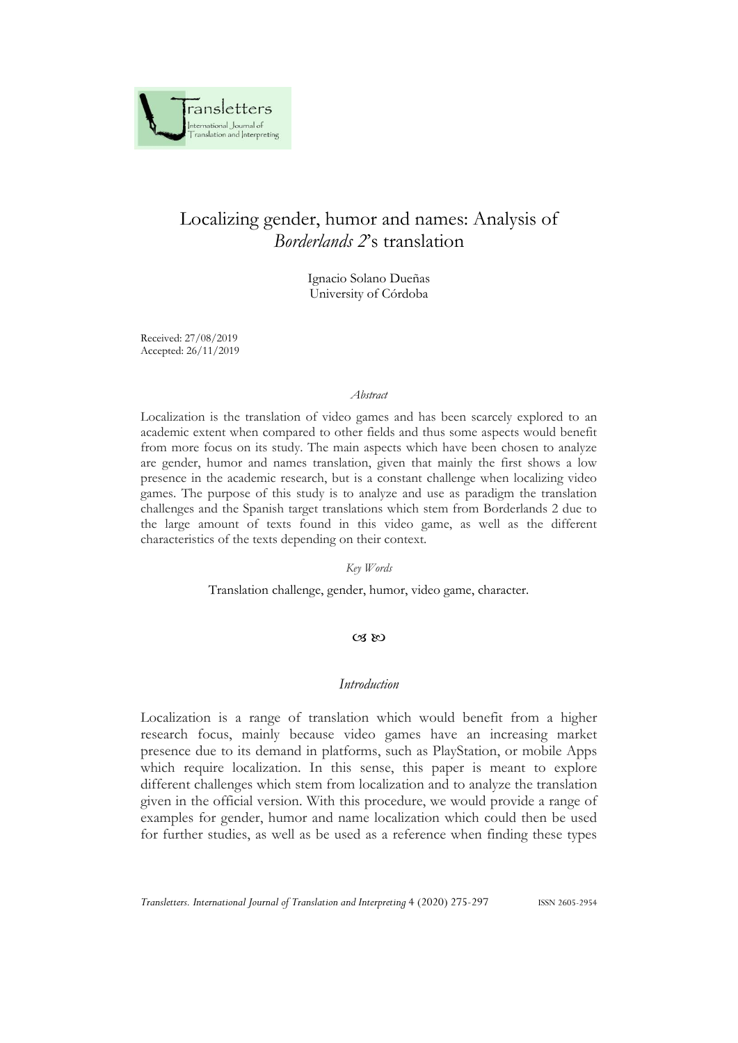# Localizing gender, humor and names: Analysis of *Borderlands 2*'s translation

Ignacio Solano Dueñas
University of Córdoba

Received: 27/08/2019
Accepted: 26/11/2019

*Abstract*

Localization is the translation of video games and has been scarcely explored to an academic extent when compared to other fields and thus some aspects would benefit from more focus on its study. The main aspects which have been chosen to analyze are gender, humor and names translation, given that mainly the first shows a low presence in the academic research, but is a constant challenge when localizing video games. The purpose of this study is to analyze and use as paradigm the translation challenges and the Spanish target translations which stem from Borderlands 2 due to the large amount of texts found in this video game, as well as the different characteristics of the texts depending on their context.

*Key Words*

Translation challenge, gender, humor, video game, character.

## *Introduction*

Localization is a range of translation which would benefit from a higher research focus, mainly because video games have an increasing market presence due to its demand in platforms, such as PlayStation, or mobile Apps which require localization. In this sense, this paper is meant to explore different challenges which stem from localization and to analyze the translation given in the official version. With this procedure, we would provide a range of examples for gender, humor and name localization which could then be used for further studies, as well as be used as a reference when finding these types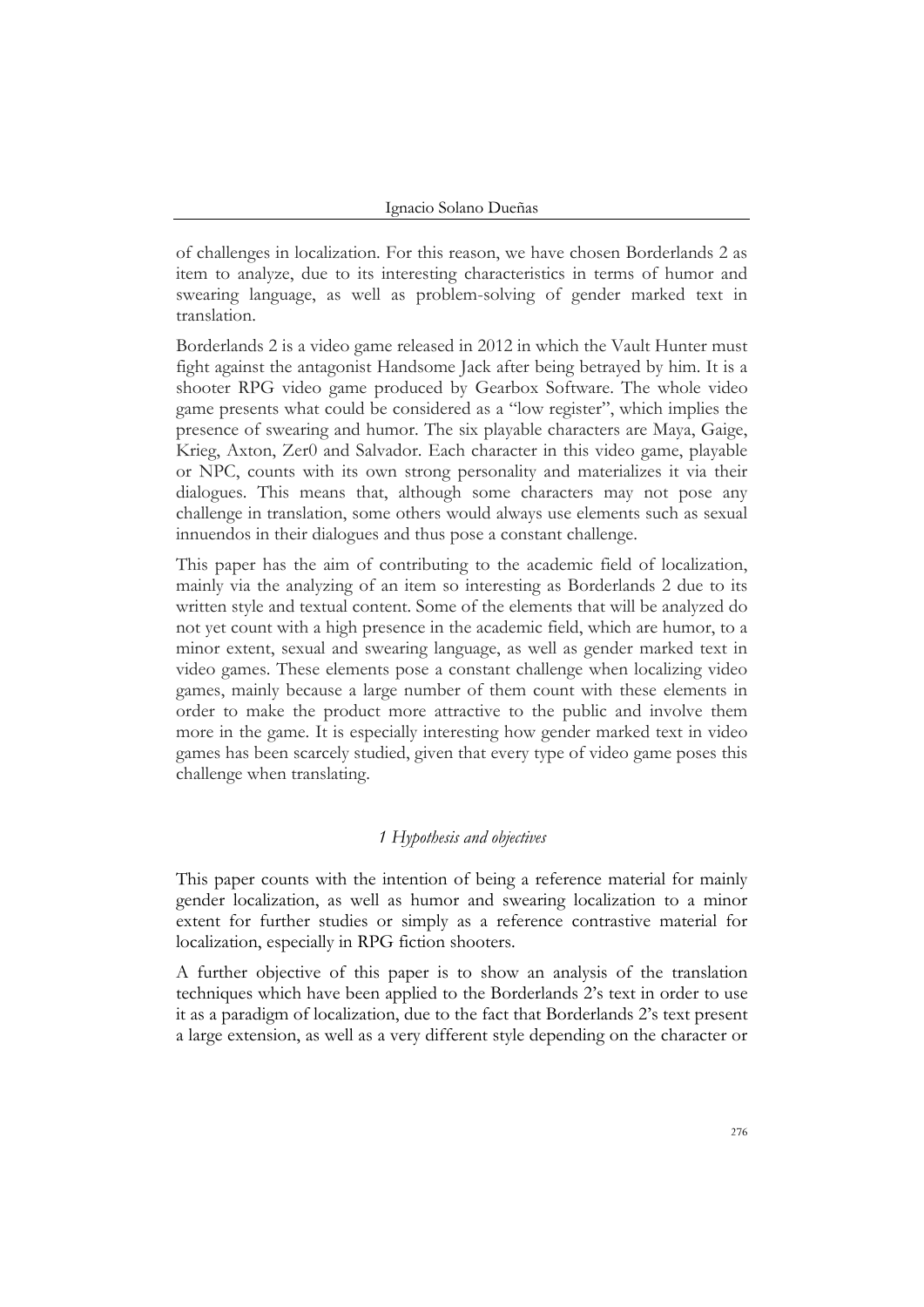of challenges in localization. For this reason, we have chosen Borderlands 2 as item to analyze, due to its interesting characteristics in terms of humor and swearing language, as well as problem-solving of gender marked text in translation.

Borderlands 2 is a video game released in 2012 in which the Vault Hunter must fight against the antagonist Handsome Jack after being betrayed by him. It is a shooter RPG video game produced by Gearbox Software. The whole video game presents what could be considered as a "low register", which implies the presence of swearing and humor. The six playable characters are Maya, Gaige, Krieg, Axton, Zer0 and Salvador. Each character in this video game, playable or NPC, counts with its own strong personality and materializes it via their dialogues. This means that, although some characters may not pose any challenge in translation, some others would always use elements such as sexual innuendos in their dialogues and thus pose a constant challenge.

This paper has the aim of contributing to the academic field of localization, mainly via the analyzing of an item so interesting as Borderlands 2 due to its written style and textual content. Some of the elements that will be analyzed do not yet count with a high presence in the academic field, which are humor, to a minor extent, sexual and swearing language, as well as gender marked text in video games. These elements pose a constant challenge when localizing video games, mainly because a large number of them count with these elements in order to make the product more attractive to the public and involve them more in the game. It is especially interesting how gender marked text in video games has been scarcely studied, given that every type of video game poses this challenge when translating.

## *1 Hypothesis and objectives*

This paper counts with the intention of being a reference material for mainly gender localization, as well as humor and swearing localization to a minor extent for further studies or simply as a reference contrastive material for localization, especially in RPG fiction shooters.

A further objective of this paper is to show an analysis of the translation techniques which have been applied to the Borderlands 2's text in order to use it as a paradigm of localization, due to the fact that Borderlands 2's text present a large extension, as well as a very different style depending on the character or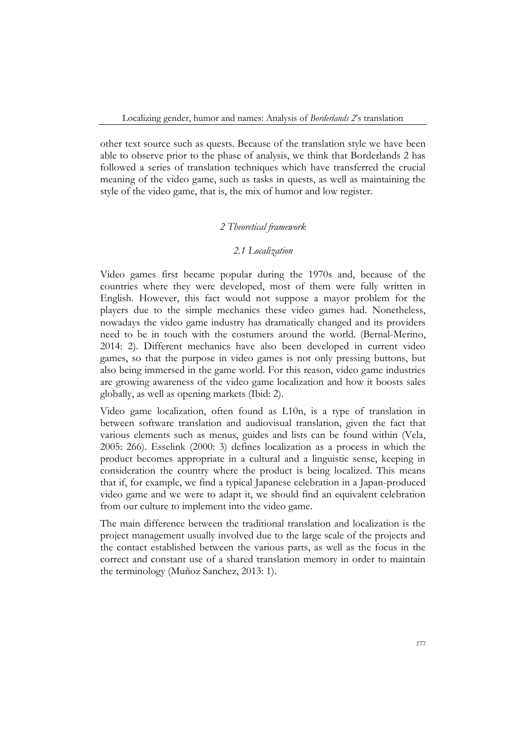other text source such as quests. Because of the translation style we have been able to observe prior to the phase of analysis, we think that Borderlands 2 has followed a series of translation techniques which have transferred the crucial meaning of the video game, such as tasks in quests, as well as maintaining the style of the video game, that is, the mix of humor and low register.

## *2 Theoretical framework*

### *2.1 Localization*

Video games first became popular during the 1970s and, because of the countries where they were developed, most of them were fully written in English. However, this fact would not suppose a mayor problem for the players due to the simple mechanics these video games had. Nonetheless, nowadays the video game industry has dramatically changed and its providers need to be in touch with the costumers around the world. (Bernal-Merino, 2014: 2). Different mechanics have also been developed in current video games, so that the purpose in video games is not only pressing buttons, but also being immersed in the game world. For this reason, video game industries are growing awareness of the video game localization and how it boosts sales globally, as well as opening markets (Ibid: 2).

Video game localization, often found as L10n, is a type of translation in between software translation and audiovisual translation, given the fact that various elements such as menus, guides and lists can be found within (Vela, 2005: 266). Esselink (2000: 3) defines localization as a process in which the product becomes appropriate in a cultural and a linguistic sense, keeping in consideration the country where the product is being localized. This means that if, for example, we find a typical Japanese celebration in a Japan-produced video game and we were to adapt it, we should find an equivalent celebration from our culture to implement into the video game.

The main difference between the traditional translation and localization is the project management usually involved due to the large scale of the projects and the contact established between the various parts, as well as the focus in the correct and constant use of a shared translation memory in order to maintain the terminology (Muñoz Sanchez, 2013: 1).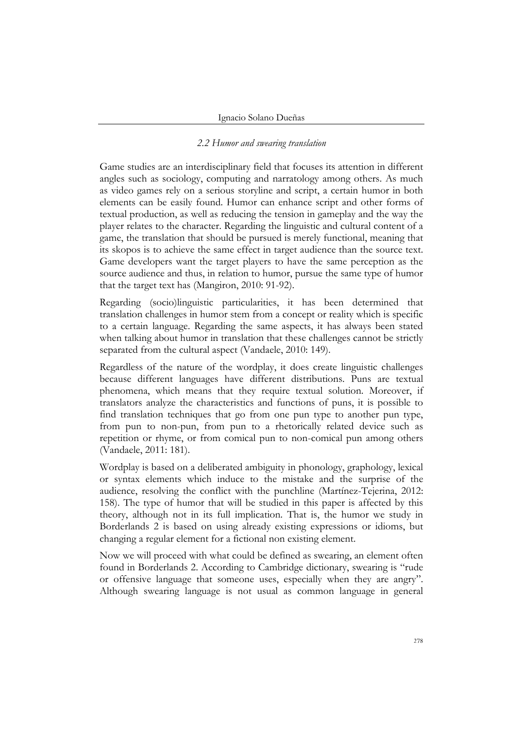### *2.2 Humor and swearing translation*

Game studies are an interdisciplinary field that focuses its attention in different angles such as sociology, computing and narratology among others. As much as video games rely on a serious storyline and script, a certain humor in both elements can be easily found. Humor can enhance script and other forms of textual production, as well as reducing the tension in gameplay and the way the player relates to the character. Regarding the linguistic and cultural content of a game, the translation that should be pursued is merely functional, meaning that its skopos is to achieve the same effect in target audience than the source text. Game developers want the target players to have the same perception as the source audience and thus, in relation to humor, pursue the same type of humor that the target text has (Mangiron, 2010: 91-92).

Regarding (socio)linguistic particularities, it has been determined that translation challenges in humor stem from a concept or reality which is specific to a certain language. Regarding the same aspects, it has always been stated when talking about humor in translation that these challenges cannot be strictly separated from the cultural aspect (Vandaele, 2010: 149).

Regardless of the nature of the wordplay, it does create linguistic challenges because different languages have different distributions. Puns are textual phenomena, which means that they require textual solution. Moreover, if translators analyze the characteristics and functions of puns, it is possible to find translation techniques that go from one pun type to another pun type, from pun to non-pun, from pun to a rhetorically related device such as repetition or rhyme, or from comical pun to non-comical pun among others (Vandaele, 2011: 181).

Wordplay is based on a deliberated ambiguity in phonology, graphology, lexical or syntax elements which induce to the mistake and the surprise of the audience, resolving the conflict with the punchline (Martínez-Tejerina, 2012: 158). The type of humor that will be studied in this paper is affected by this theory, although not in its full implication. That is, the humor we study in Borderlands 2 is based on using already existing expressions or idioms, but changing a regular element for a fictional non existing element.

Now we will proceed with what could be defined as swearing, an element often found in Borderlands 2. According to Cambridge dictionary, swearing is "rude or offensive language that someone uses, especially when they are angry". Although swearing language is not usual as common language in general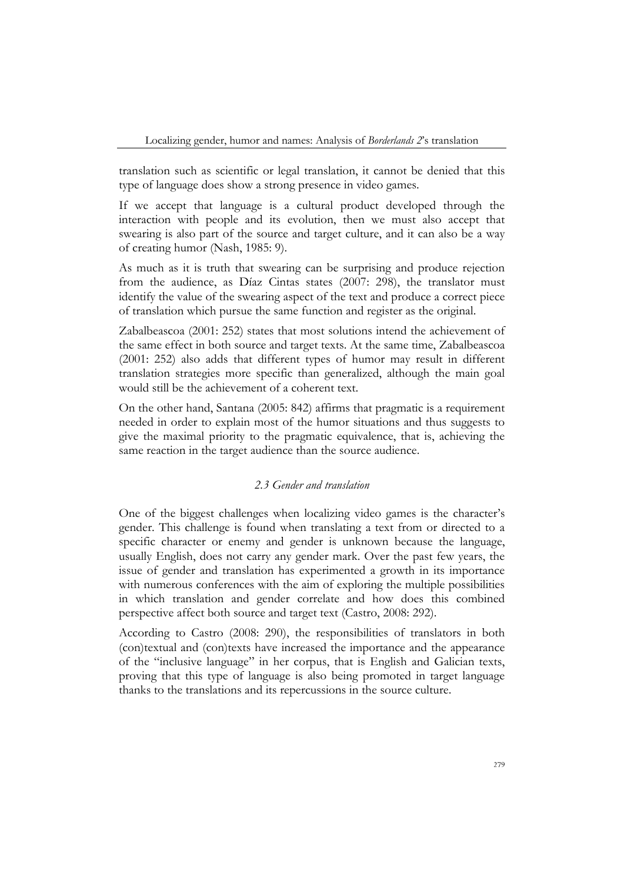translation such as scientific or legal translation, it cannot be denied that this type of language does show a strong presence in video games.

If we accept that language is a cultural product developed through the interaction with people and its evolution, then we must also accept that swearing is also part of the source and target culture, and it can also be a way of creating humor (Nash, 1985: 9).

As much as it is truth that swearing can be surprising and produce rejection from the audience, as Díaz Cintas states (2007: 298), the translator must identify the value of the swearing aspect of the text and produce a correct piece of translation which pursue the same function and register as the original.

Zabalbeascoa (2001: 252) states that most solutions intend the achievement of the same effect in both source and target texts. At the same time, Zabalbeascoa (2001: 252) also adds that different types of humor may result in different translation strategies more specific than generalized, although the main goal would still be the achievement of a coherent text.

On the other hand, Santana (2005: 842) affirms that pragmatic is a requirement needed in order to explain most of the humor situations and thus suggests to give the maximal priority to the pragmatic equivalence, that is, achieving the same reaction in the target audience than the source audience.

### *2.3 Gender and translation*

One of the biggest challenges when localizing video games is the character's gender. This challenge is found when translating a text from or directed to a specific character or enemy and gender is unknown because the language, usually English, does not carry any gender mark. Over the past few years, the issue of gender and translation has experimented a growth in its importance with numerous conferences with the aim of exploring the multiple possibilities in which translation and gender correlate and how does this combined perspective affect both source and target text (Castro, 2008: 292).

According to Castro (2008: 290), the responsibilities of translators in both (con)textual and (con)texts have increased the importance and the appearance of the "inclusive language" in her corpus, that is English and Galician texts, proving that this type of language is also being promoted in target language thanks to the translations and its repercussions in the source culture.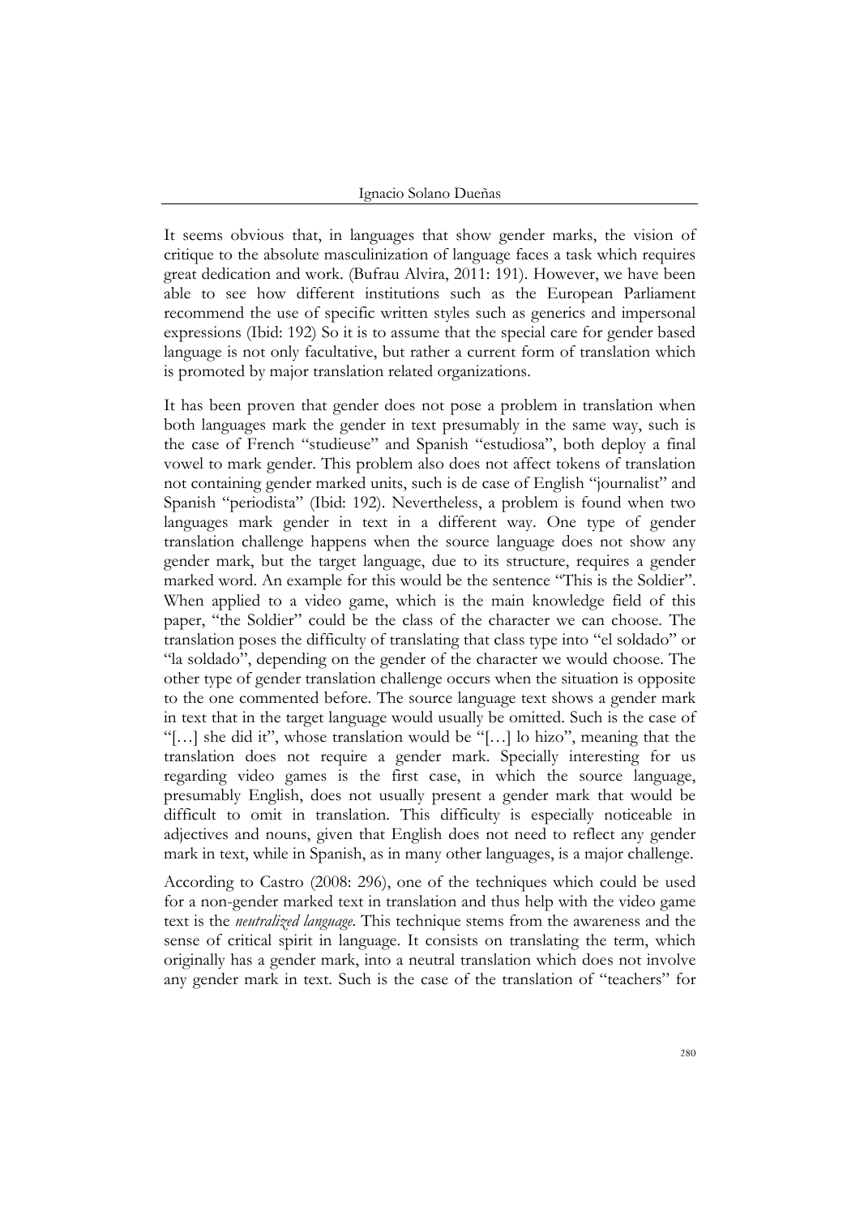It seems obvious that, in languages that show gender marks, the vision of critique to the absolute masculinization of language faces a task which requires great dedication and work. (Bufrau Alvira, 2011: 191). However, we have been able to see how different institutions such as the European Parliament recommend the use of specific written styles such as generics and impersonal expressions (Ibid: 192) So it is to assume that the special care for gender based language is not only facultative, but rather a current form of translation which is promoted by major translation related organizations.

It has been proven that gender does not pose a problem in translation when both languages mark the gender in text presumably in the same way, such is the case of French "studieuse" and Spanish "estudiosa", both deploy a final vowel to mark gender. This problem also does not affect tokens of translation not containing gender marked units, such is de case of English "journalist" and Spanish "periodista" (Ibid: 192). Nevertheless, a problem is found when two languages mark gender in text in a different way. One type of gender translation challenge happens when the source language does not show any gender mark, but the target language, due to its structure, requires a gender marked word. An example for this would be the sentence "This is the Soldier". When applied to a video game, which is the main knowledge field of this paper, "the Soldier" could be the class of the character we can choose. The translation poses the difficulty of translating that class type into "el soldado" or "la soldado", depending on the gender of the character we would choose. The other type of gender translation challenge occurs when the situation is opposite to the one commented before. The source language text shows a gender mark in text that in the target language would usually be omitted. Such is the case of "[…] she did it", whose translation would be "[…] lo hizo", meaning that the translation does not require a gender mark. Specially interesting for us regarding video games is the first case, in which the source language, presumably English, does not usually present a gender mark that would be difficult to omit in translation. This difficulty is especially noticeable in adjectives and nouns, given that English does not need to reflect any gender mark in text, while in Spanish, as in many other languages, is a major challenge.

According to Castro (2008: 296), one of the techniques which could be used for a non-gender marked text in translation and thus help with the video game text is the *neutralized language*. This technique stems from the awareness and the sense of critical spirit in language. It consists on translating the term, which originally has a gender mark, into a neutral translation which does not involve any gender mark in text. Such is the case of the translation of "teachers" for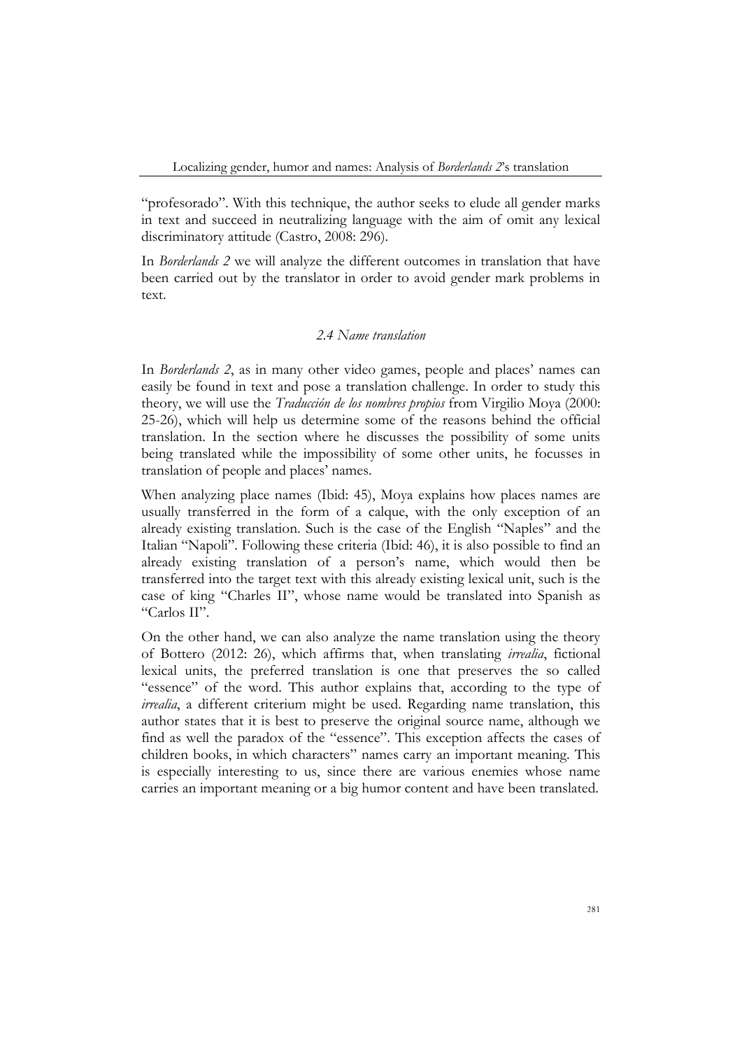"profesorado". With this technique, the author seeks to elude all gender marks in text and succeed in neutralizing language with the aim of omit any lexical discriminatory attitude (Castro, 2008: 296).

In *Borderlands 2* we will analyze the different outcomes in translation that have been carried out by the translator in order to avoid gender mark problems in text.

### *2.4 Name translation*

In *Borderlands 2*, as in many other video games, people and places' names can easily be found in text and pose a translation challenge. In order to study this theory, we will use the *Traducción de los nombres propios* from Virgilio Moya (2000: 25-26), which will help us determine some of the reasons behind the official translation. In the section where he discusses the possibility of some units being translated while the impossibility of some other units, he focusses in translation of people and places' names.

When analyzing place names (Ibid: 45), Moya explains how places names are usually transferred in the form of a calque, with the only exception of an already existing translation. Such is the case of the English "Naples" and the Italian "Napoli". Following these criteria (Ibid: 46), it is also possible to find an already existing translation of a person's name, which would then be transferred into the target text with this already existing lexical unit, such is the case of king "Charles II", whose name would be translated into Spanish as "Carlos II".

On the other hand, we can also analyze the name translation using the theory of Bottero (2012: 26), which affirms that, when translating *irrealia*, fictional lexical units, the preferred translation is one that preserves the so called "essence" of the word. This author explains that, according to the type of *irrealia*, a different criterium might be used. Regarding name translation, this author states that it is best to preserve the original source name, although we find as well the paradox of the "essence". This exception affects the cases of children books, in which characters'' names carry an important meaning. This is especially interesting to us, since there are various enemies whose name carries an important meaning or a big humor content and have been translated.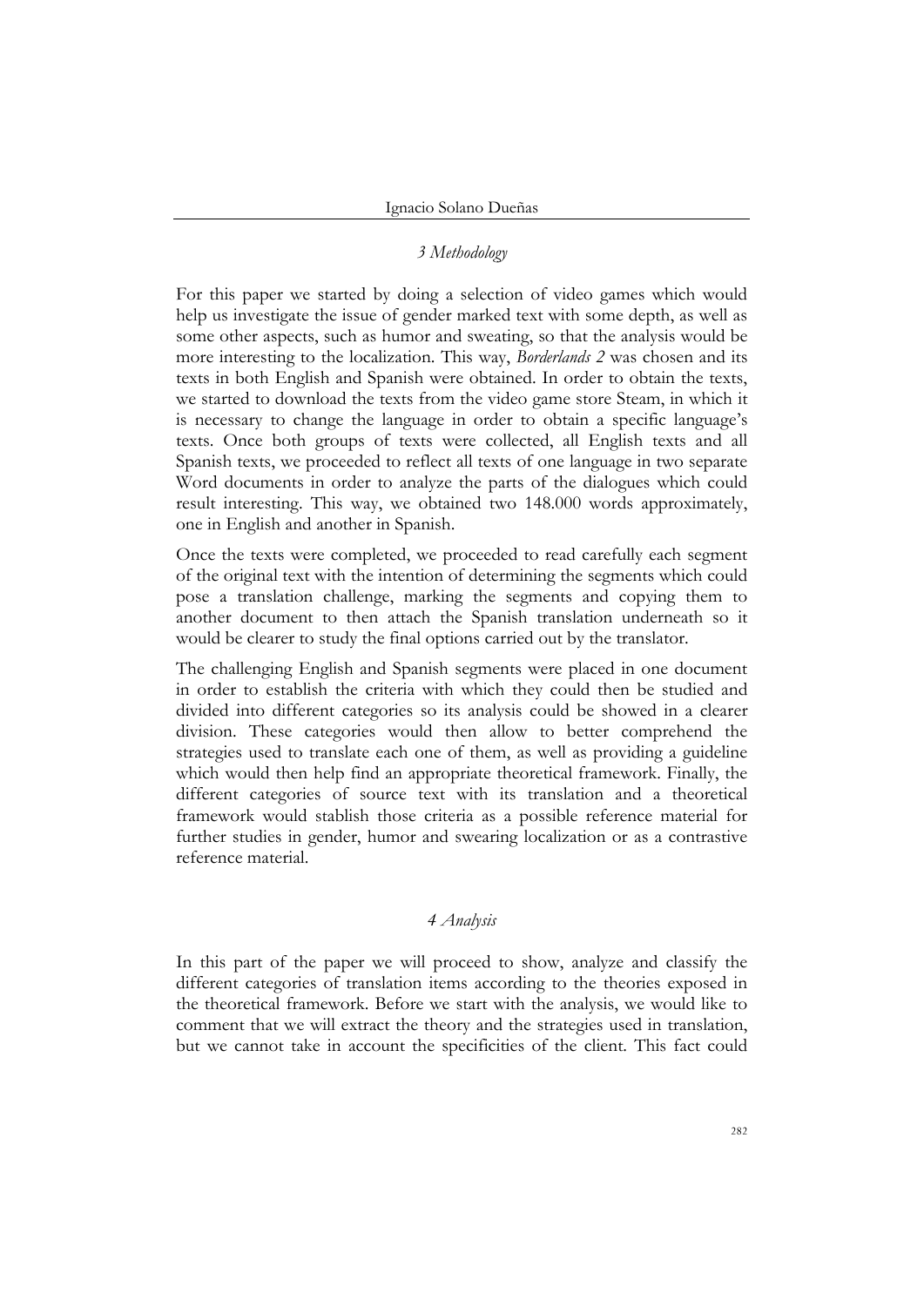## *3 Methodology*

For this paper we started by doing a selection of video games which would help us investigate the issue of gender marked text with some depth, as well as some other aspects, such as humor and sweating, so that the analysis would be more interesting to the localization. This way, *Borderlands 2* was chosen and its texts in both English and Spanish were obtained. In order to obtain the texts, we started to download the texts from the video game store Steam, in which it is necessary to change the language in order to obtain a specific language's texts. Once both groups of texts were collected, all English texts and all Spanish texts, we proceeded to reflect all texts of one language in two separate Word documents in order to analyze the parts of the dialogues which could result interesting. This way, we obtained two 148.000 words approximately, one in English and another in Spanish.

Once the texts were completed, we proceeded to read carefully each segment of the original text with the intention of determining the segments which could pose a translation challenge, marking the segments and copying them to another document to then attach the Spanish translation underneath so it would be clearer to study the final options carried out by the translator.

The challenging English and Spanish segments were placed in one document in order to establish the criteria with which they could then be studied and divided into different categories so its analysis could be showed in a clearer division. These categories would then allow to better comprehend the strategies used to translate each one of them, as well as providing a guideline which would then help find an appropriate theoretical framework. Finally, the different categories of source text with its translation and a theoretical framework would stablish those criteria as a possible reference material for further studies in gender, humor and swearing localization or as a contrastive reference material.

## *4 Analysis*

In this part of the paper we will proceed to show, analyze and classify the different categories of translation items according to the theories exposed in the theoretical framework. Before we start with the analysis, we would like to comment that we will extract the theory and the strategies used in translation, but we cannot take in account the specificities of the client. This fact could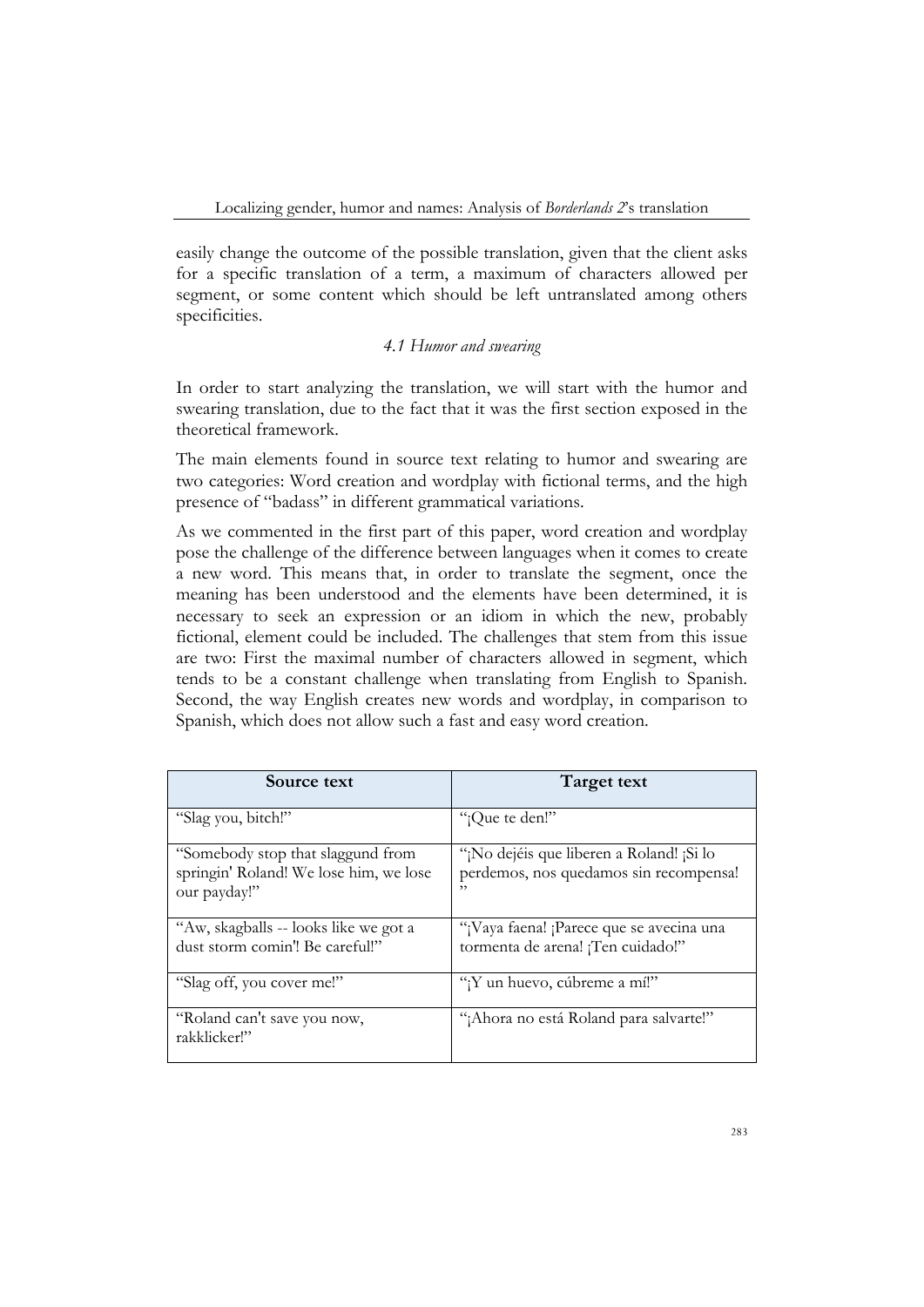easily change the outcome of the possible translation, given that the client asks for a specific translation of a term, a maximum of characters allowed per segment, or some content which should be left untranslated among others specificities.

### *4.1 Humor and swearing*

In order to start analyzing the translation, we will start with the humor and swearing translation, due to the fact that it was the first section exposed in the theoretical framework.

The main elements found in source text relating to humor and swearing are two categories: Word creation and wordplay with fictional terms, and the high presence of "badass" in different grammatical variations.

As we commented in the first part of this paper, word creation and wordplay pose the challenge of the difference between languages when it comes to create a new word. This means that, in order to translate the segment, once the meaning has been understood and the elements have been determined, it is necessary to seek an expression or an idiom in which the new, probably fictional, element could be included. The challenges that stem from this issue are two: First the maximal number of characters allowed in segment, which tends to be a constant challenge when translating from English to Spanish. Second, the way English creates new words and wordplay, in comparison to Spanish, which does not allow such a fast and easy word creation.

| Source text | Target text |
|---|---|
| "Slag you, bitch!" | "¡Que te den!" |
| "Somebody stop that slaggund from springin' Roland! We lose him, we lose our payday!" | "¡No dejéis que liberen a Roland! ¡Si lo perdemos, nos quedamos sin recompensa!" |
| "Aw, skagballs -- looks like we got a dust storm comin'! Be careful!" | "¡Vaya faena! ¡Parece que se avecina una tormenta de arena! ¡Ten cuidado!" |
| "Slag off, you cover me!" | "¡Y un huevo, cúbreme a mí!" |
| "Roland can't save you now, rakklicker!" | "¡Ahora no está Roland para salvarte!" |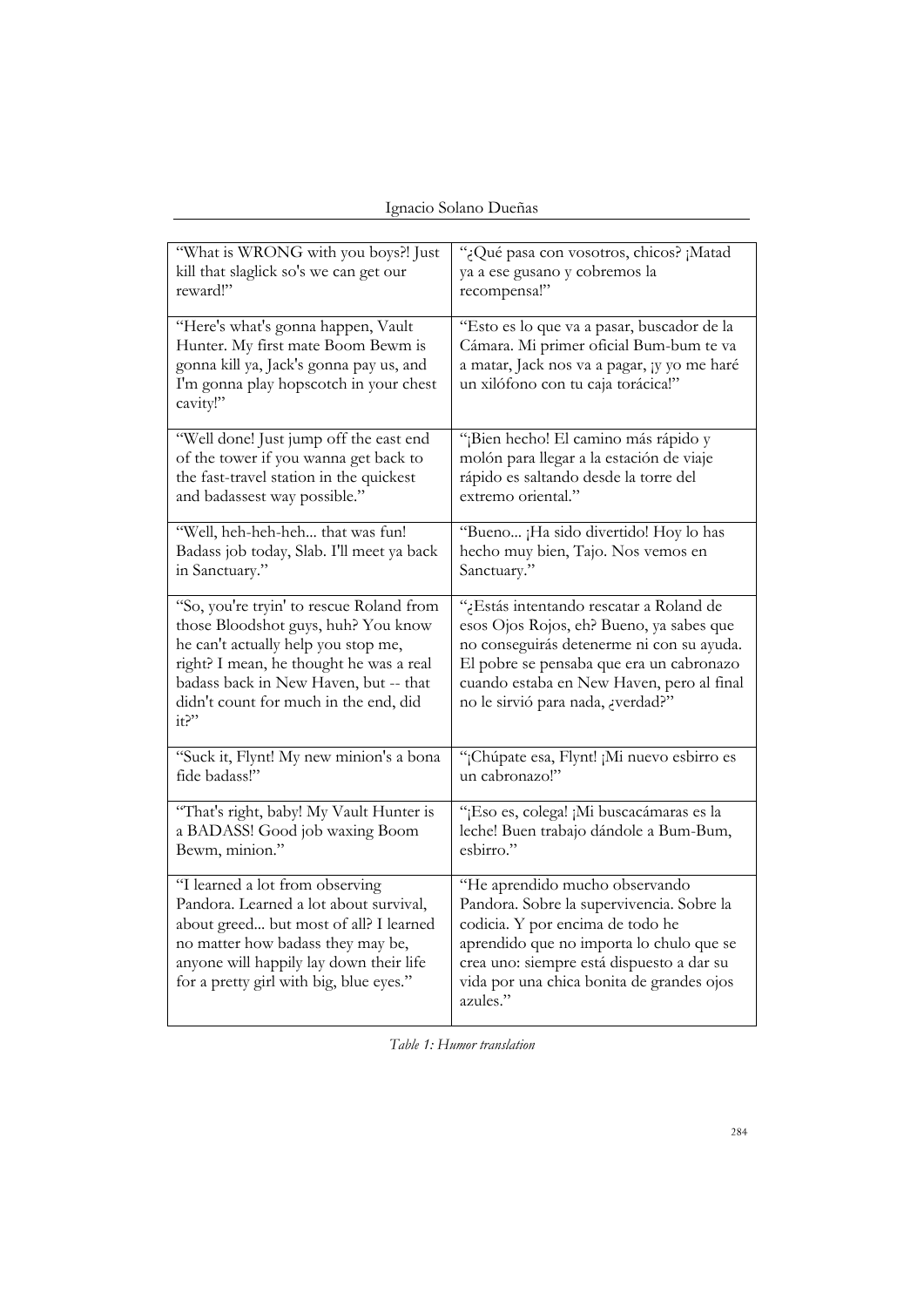| “What is WRONG with you boys?! Just kill that slaglick so's we can get our reward!” | “¿Qué pasa con vosotros, chicos? ¡Matad ya a ese gusano y cobremos la recompensa!” |
|---|---|
| “Here's what's gonna happen, Vault Hunter. My first mate Boom Bewm is gonna kill ya, Jack's gonna pay us, and I'm gonna play hopscotch in your chest cavity!” | “Esto es lo que va a pasar, buscador de la Cámara. Mi primer oficial Bum-bum te va a matar, Jack nos va a pagar, ¡y yo me haré un xilófono con tu caja torácica!” |
| “Well done! Just jump off the east end of the tower if you wanna get back to the fast-travel station in the quickest and badassest way possible.” | “¡Bien hecho! El camino más rápido y molón para llegar a la estación de viaje rápido es saltando desde la torre del extremo oriental.” |
| “Well, heh-heh-heh... that was fun! Badass job today, Slab. I'll meet ya back in Sanctuary.” | “Bueno... ¡Ha sido divertido! Hoy lo has hecho muy bien, Tajo. Nos vemos en Sanctuary.” |
| “So, you're tryin' to rescue Roland from those Bloodshot guys, huh? You know he can't actually help you stop me, right? I mean, he thought he was a real badass back in New Haven, but -- that didn't count for much in the end, did it?” | “¿Estás intentando rescatar a Roland de esos Ojos Rojos, eh? Bueno, ya sabes que no conseguirás detenerme ni con su ayuda. El pobre se pensaba que era un cabronazo cuando estaba en New Haven, pero al final no le sirvió para nada, ¿verdad?” |
| “Suck it, Flynt! My new minion's a bona fide badass!” | “¡Chúpate esa, Flynt! ¡Mi nuevo esbirro es un cabronazo!” |
| “That's right, baby! My Vault Hunter is a BADASS! Good job waxing Boom Bewm, minion.” | “¡Eso es, colega! ¡Mi buscacámaras es la leche! Buen trabajo dándole a Bum-Bum, esbirro.” |
| “I learned a lot from observing Pandora. Learned a lot about survival, about greed... but most of all? I learned no matter how badass they may be, anyone will happily lay down their life for a pretty girl with big, blue eyes.” | “He aprendido mucho observando Pandora. Sobre la supervivencia. Sobre la codicia. Y por encima de todo he aprendido que no importa lo chulo que se crea uno: siempre está dispuesto a dar su vida por una chica bonita de grandes ojos azules.” |

*Table 1: Humor translation*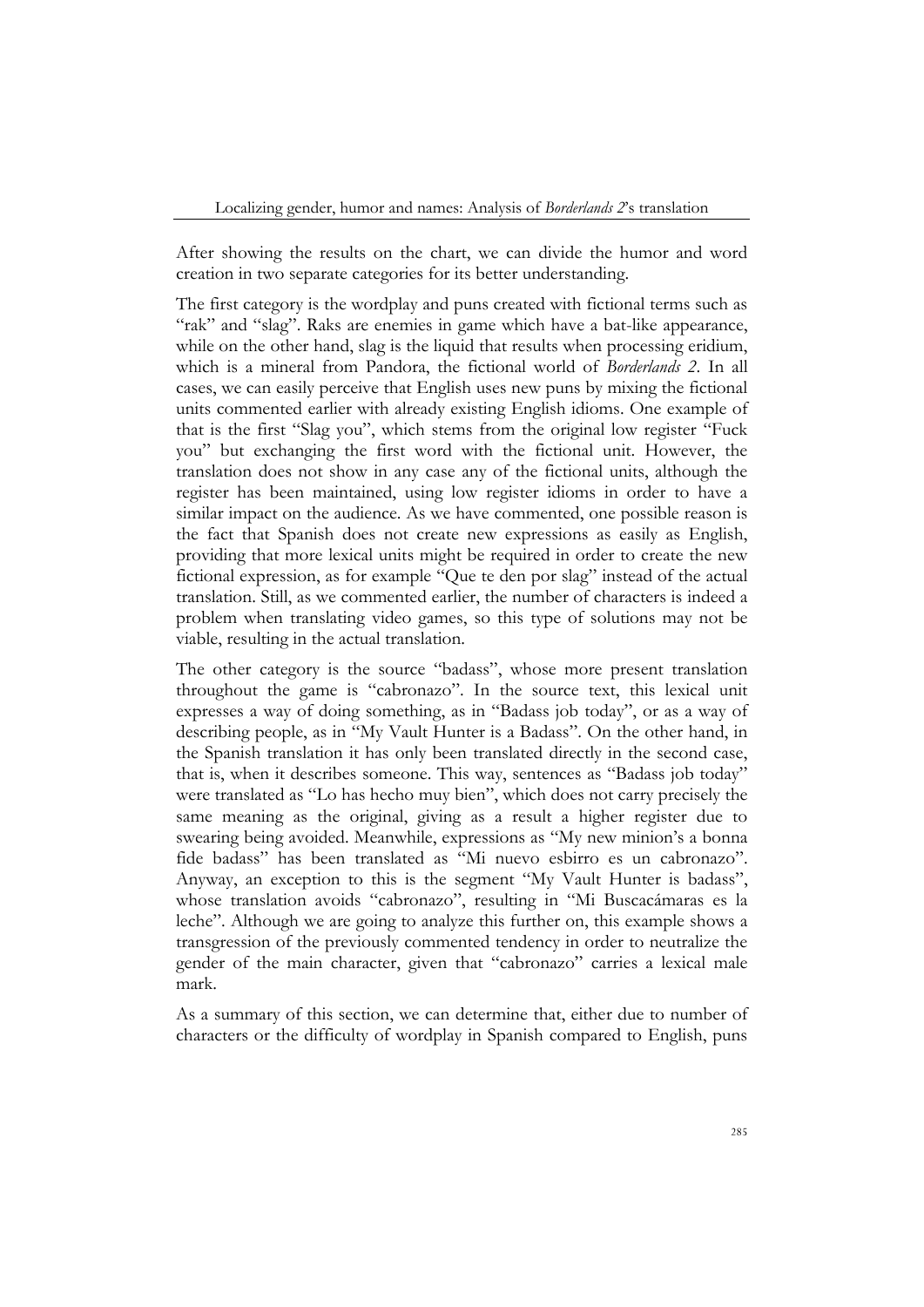After showing the results on the chart, we can divide the humor and word creation in two separate categories for its better understanding.

The first category is the wordplay and puns created with fictional terms such as "rak" and "slag". Raks are enemies in game which have a bat-like appearance, while on the other hand, slag is the liquid that results when processing eridium, which is a mineral from Pandora, the fictional world of *Borderlands 2*. In all cases, we can easily perceive that English uses new puns by mixing the fictional units commented earlier with already existing English idioms. One example of that is the first "Slag you", which stems from the original low register "Fuck you" but exchanging the first word with the fictional unit. However, the translation does not show in any case any of the fictional units, although the register has been maintained, using low register idioms in order to have a similar impact on the audience. As we have commented, one possible reason is the fact that Spanish does not create new expressions as easily as English, providing that more lexical units might be required in order to create the new fictional expression, as for example "Que te den por slag" instead of the actual translation. Still, as we commented earlier, the number of characters is indeed a problem when translating video games, so this type of solutions may not be viable, resulting in the actual translation.

The other category is the source "badass", whose more present translation throughout the game is "cabronazo". In the source text, this lexical unit expresses a way of doing something, as in "Badass job today", or as a way of describing people, as in "My Vault Hunter is a Badass". On the other hand, in the Spanish translation it has only been translated directly in the second case, that is, when it describes someone. This way, sentences as "Badass job today" were translated as "Lo has hecho muy bien", which does not carry precisely the same meaning as the original, giving as a result a higher register due to swearing being avoided. Meanwhile, expressions as "My new minion's a bonna fide badass" has been translated as "Mi nuevo esbirro es un cabronazo". Anyway, an exception to this is the segment "My Vault Hunter is badass", whose translation avoids "cabronazo", resulting in "Mi Buscacámaras es la leche". Although we are going to analyze this further on, this example shows a transgression of the previously commented tendency in order to neutralize the gender of the main character, given that "cabronazo" carries a lexical male mark.

As a summary of this section, we can determine that, either due to number of characters or the difficulty of wordplay in Spanish compared to English, puns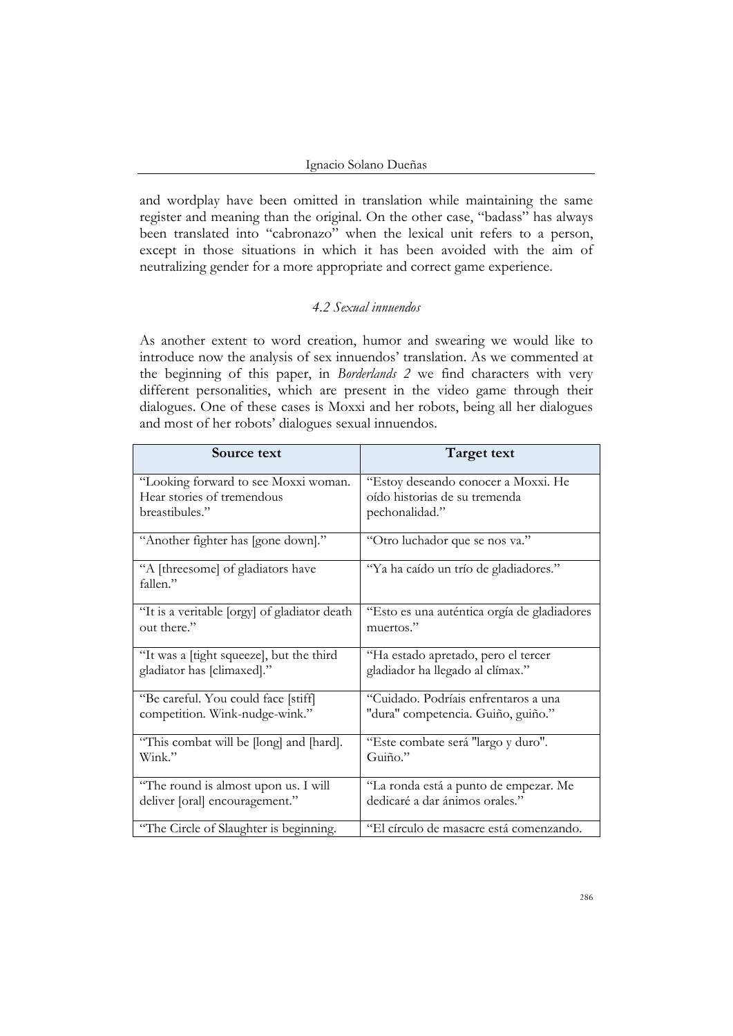and wordplay have been omitted in translation while maintaining the same register and meaning than the original. On the other case, "badass" has always been translated into "cabronazo" when the lexical unit refers to a person, except in those situations in which it has been avoided with the aim of neutralizing gender for a more appropriate and correct game experience.

### *4.2 Sexual innuendos*

As another extent to word creation, humor and swearing we would like to introduce now the analysis of sex innuendos' translation. As we commented at the beginning of this paper, in *Borderlands 2* we find characters with very different personalities, which are present in the video game through their dialogues. One of these cases is Moxxi and her robots, being all her dialogues and most of her robots' dialogues sexual innuendos.

| Source text | Target text |
|---|---|
| "Looking forward to see Moxxi woman. Hear stories of tremendous breastibules." | "Estoy deseando conocer a Moxxi. He oído historias de su tremenda pechonalidad." |
| "Another fighter has [gone down]." | "Otro luchador que se nos va." |
| "A [threesome] of gladiators have fallen." | "Ya ha caído un trío de gladiadores." |
| "It is a veritable [orgy] of gladiator death out there." | "Esto es una auténtica orgía de gladiadores muertos." |
| "It was a [tight squeeze], but the third gladiator has [climaxed]." | "Ha estado apretado, pero el tercer gladiador ha llegado al clímax." |
| "Be careful. You could face [stiff] competition. Wink-nudge-wink." | "Cuidado. Podríais enfrentaros a una "dura" competencia. Guiño, guiño." |
| "This combat will be [long] and [hard]. Wink." | "Este combate será "largo y duro". Guiño." |
| "The round is almost upon us. I will deliver [oral] encouragement." | "La ronda está a punto de empezar. Me dedicaré a dar ánimos orales." |
| "The Circle of Slaughter is beginning. | "El círculo de masacre está comenzando. |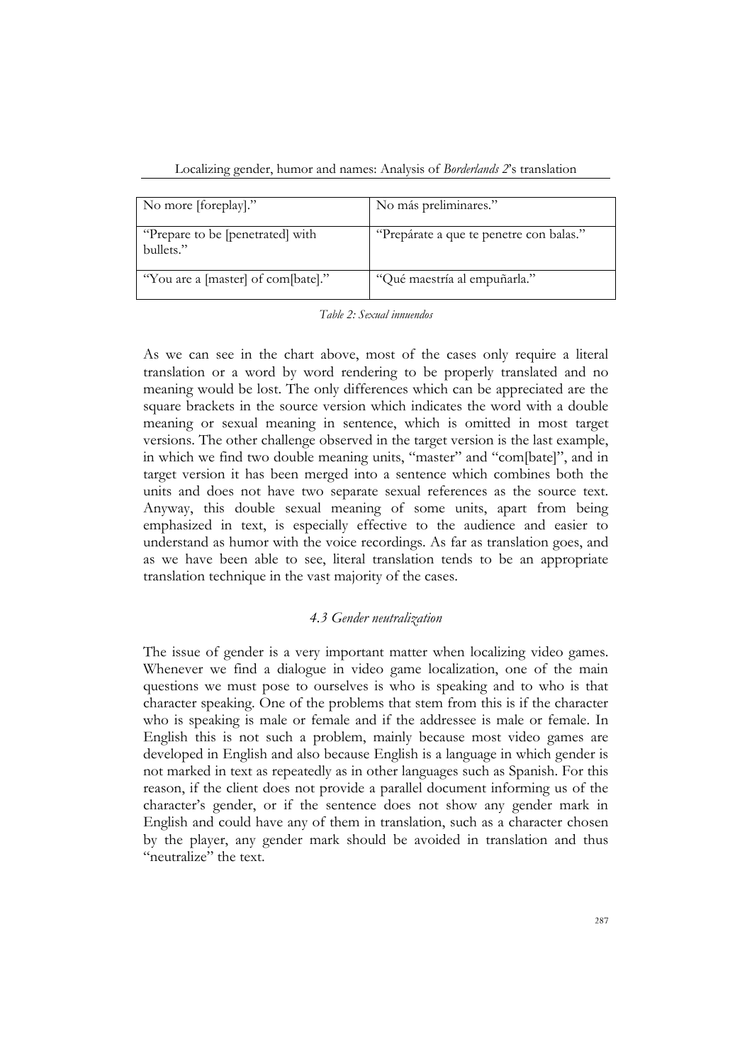| | |
|---|---|
| No more [foreplay]." | No más preliminares." |
| "Prepare to be [penetrated] with bullets." | "Prepárate a que te penetre con balas." |
| "You are a [master] of com[bate]." | "Qué maestría al empuñarla." |

*Table 2: Sexual innuendos*

As we can see in the chart above, most of the cases only require a literal translation or a word by word rendering to be properly translated and no meaning would be lost. The only differences which can be appreciated are the square brackets in the source version which indicates the word with a double meaning or sexual meaning in sentence, which is omitted in most target versions. The other challenge observed in the target version is the last example, in which we find two double meaning units, "master" and "com[bate]", and in target version it has been merged into a sentence which combines both the units and does not have two separate sexual references as the source text. Anyway, this double sexual meaning of some units, apart from being emphasized in text, is especially effective to the audience and easier to understand as humor with the voice recordings. As far as translation goes, and as we have been able to see, literal translation tends to be an appropriate translation technique in the vast majority of the cases.

### *4.3 Gender neutralization*

The issue of gender is a very important matter when localizing video games. Whenever we find a dialogue in video game localization, one of the main questions we must pose to ourselves is who is speaking and to who is that character speaking. One of the problems that stem from this is if the character who is speaking is male or female and if the addressee is male or female. In English this is not such a problem, mainly because most video games are developed in English and also because English is a language in which gender is not marked in text as repeatedly as in other languages such as Spanish. For this reason, if the client does not provide a parallel document informing us of the character's gender, or if the sentence does not show any gender mark in English and could have any of them in translation, such as a character chosen by the player, any gender mark should be avoided in translation and thus "neutralize" the text.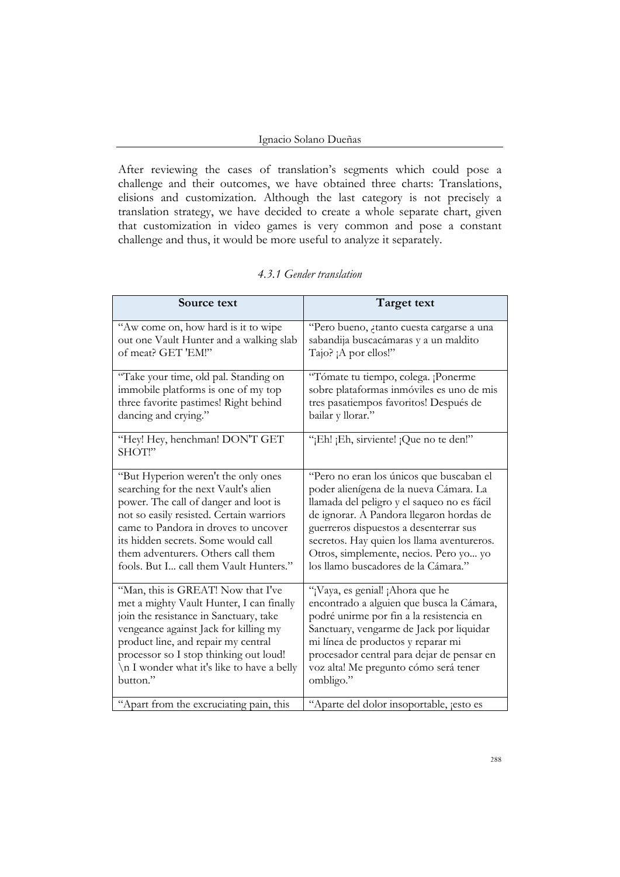After reviewing the cases of translation's segments which could pose a challenge and their outcomes, we have obtained three charts: Translations, elisions and customization. Although the last category is not precisely a translation strategy, we have decided to create a whole separate chart, given that customization in video games is very common and pose a constant challenge and thus, it would be more useful to analyze it separately.

### *4.3.1 Gender translation*

| Source text | Target text |
|---|---|
| "Aw come on, how hard is it to wipe out one Vault Hunter and a walking slab of meat? GET 'EM!" | "Pero bueno, ¿tanto cuesta cargarse a una sabandija buscacámaras y a un maldito Tajo? ¡A por ellos!" |
| "Take your time, old pal. Standing on immobile platforms is one of my top three favorite pastimes! Right behind dancing and crying." | "Tómate tu tiempo, colega. ¡Ponerme sobre plataformas inmóviles es uno de mis tres pasatiempos favoritos! Después de bailar y llorar." |
| "Hey! Hey, henchman! DON'T GET SHOT!" | "¡Eh! ¡Eh, sirviente! ¡Que no te den!" |
| "But Hyperion weren't the only ones searching for the next Vault's alien power. The call of danger and loot is not so easily resisted. Certain warriors came to Pandora in droves to uncover its hidden secrets. Some would call them adventurers. Others call them fools. But I... call them Vault Hunters." | "Pero no eran los únicos que buscaban el poder alienígena de la nueva Cámara. La llamada del peligro y el saqueo no es fácil de ignorar. A Pandora llegaron hordas de guerreros dispuestos a desenterrar sus secretos. Hay quien los llama aventureros. Otros, simplemente, necios. Pero yo... yo los llamo buscadores de la Cámara." |
| "Man, this is GREAT! Now that I've met a mighty Vault Hunter, I can finally join the resistance in Sanctuary, take vengeance against Jack for killing my product line, and repair my central processor so I stop thinking out loud! \n I wonder what it's like to have a belly button." | "¡Vaya, es genial! ¡Ahora que he encontrado a alguien que busca la Cámara, podré unirme por fin a la resistencia en Sanctuary, vengarme de Jack por liquidar mi línea de productos y reparar mi procesador central para dejar de pensar en voz alta! Me pregunto cómo será tener ombligo." |
| "Apart from the excruciating pain, this | "Aparte del dolor insoportable, ¡esto es |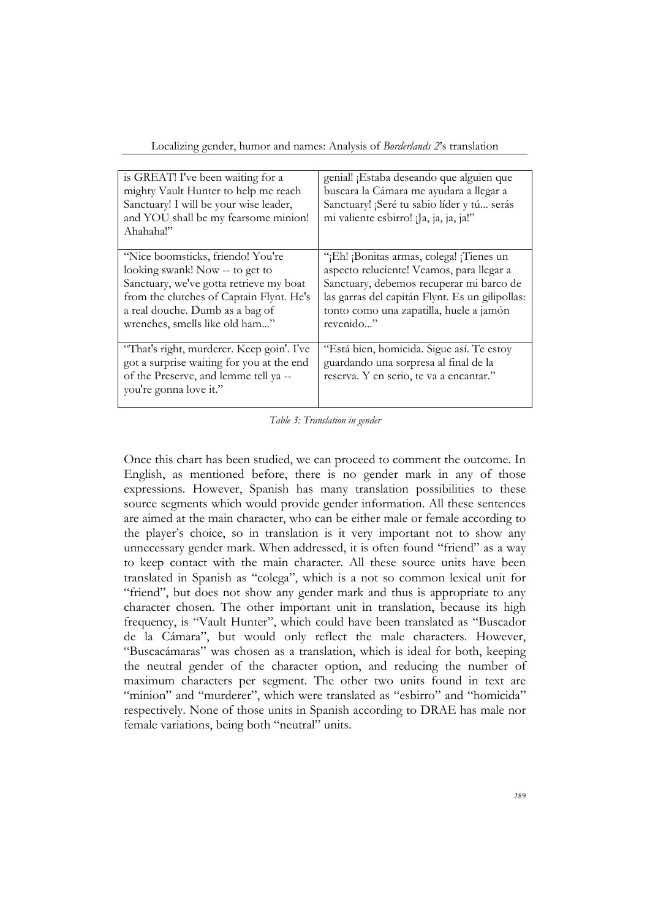| | |
|---|---|
| is GREAT! I've been waiting for a mighty Vault Hunter to help me reach Sanctuary! I will be your wise leader, and YOU shall be my fearsome minion! Ahahaha!" | genial! ¡Estaba deseando que alguien que buscara la Cámara me ayudara a llegar a Sanctuary! ¡Seré tu sabio líder y tú... serás mi valiente esbirro! ¡Ja, ja, ja, ja!" |
| "Nice boomsticks, friendo! You're looking swank! Now -- to get to Sanctuary, we've gotta retrieve my boat from the clutches of Captain Flynt. He's a real douche. Dumb as a bag of wrenches, smells like old ham..." | "¡Eh! ¡Bonitas armas, colega! ¡Tienes un aspecto reluciente! Veamos, para llegar a Sanctuary, debemos recuperar mi barco de las garras del capitán Flynt. Es un gilipollas: tonto como una zapatilla, huele a jamón revenido..." |
| "That's right, murderer. Keep goin'. I've got a surprise waiting for you at the end of the Preserve, and lemme tell ya -- you're gonna love it." | "Está bien, homicida. Sigue así. Te estoy guardando una sorpresa al final de la reserva. Y en serio, te va a encantar." |

*Table 3: Translation in gender*

Once this chart has been studied, we can proceed to comment the outcome. In English, as mentioned before, there is no gender mark in any of those expressions. However, Spanish has many translation possibilities to these source segments which would provide gender information. All these sentences are aimed at the main character, who can be either male or female according to the player's choice, so in translation is it very important not to show any unnecessary gender mark. When addressed, it is often found "friend" as a way to keep contact with the main character. All these source units have been translated in Spanish as "colega", which is a not so common lexical unit for "friend", but does not show any gender mark and thus is appropriate to any character chosen. The other important unit in translation, because its high frequency, is "Vault Hunter", which could have been translated as "Buscador de la Cámara", but would only reflect the male characters. However, "Buscacámaras" was chosen as a translation, which is ideal for both, keeping the neutral gender of the character option, and reducing the number of maximum characters per segment. The other two units found in text are "minion" and "murderer", which were translated as "esbirro" and "homicida" respectively. None of those units in Spanish according to DRAE has male nor female variations, being both "neutral" units.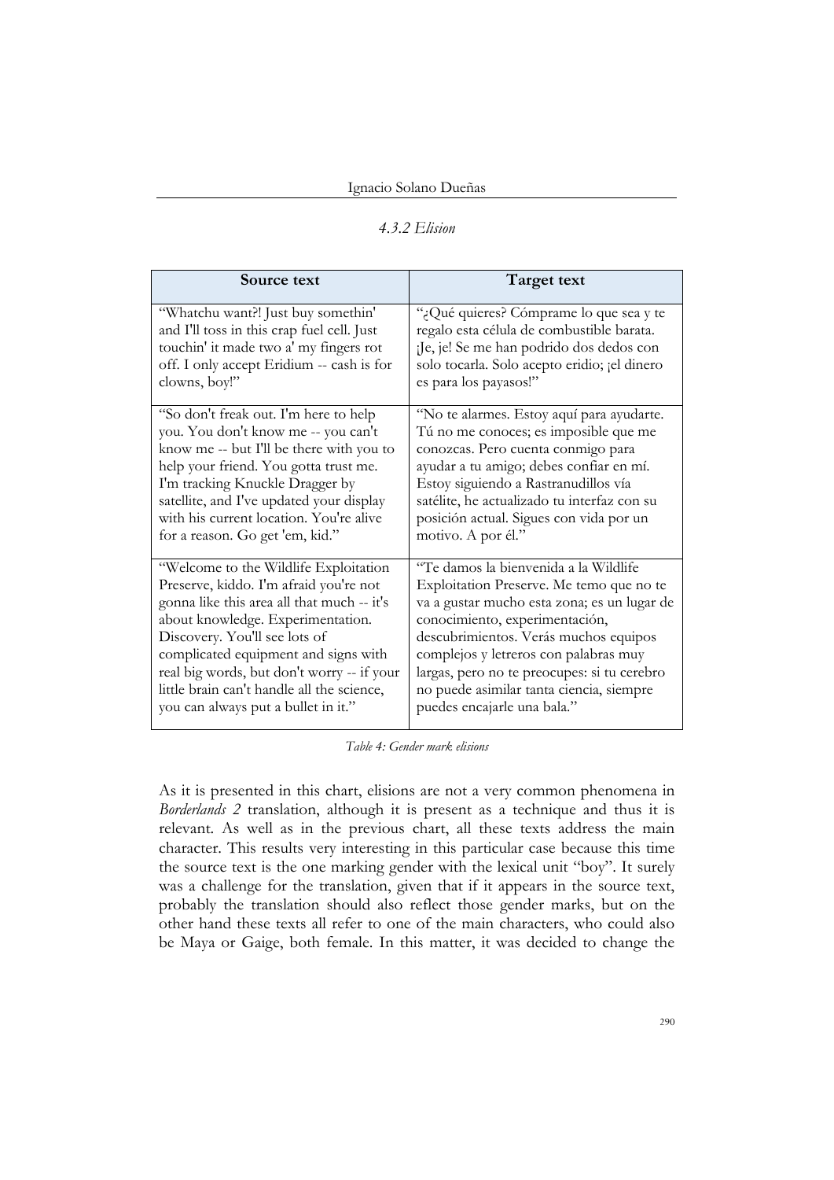### *4.3.2 Elision*

| Source text | Target text |
|---|---|
| "Whatchu want?! Just buy somethin' and I'll toss in this crap fuel cell. Just touchin' it made two a' my fingers rot off. I only accept Eridium -- cash is for clowns, boy!" | "¿Qué quieres? Cómprame lo que sea y te regalo esta célula de combustible barata. ¡Je, je! Se me han podrido dos dedos con solo tocarla. Solo acepto eridio; ¡el dinero es para los payasos!" |
| "So don't freak out. I'm here to help you. You don't know me -- you can't know me -- but I'll be there with you to help your friend. You gotta trust me. I'm tracking Knuckle Dragger by satellite, and I've updated your display with his current location. You're alive for a reason. Go get 'em, kid." | "No te alarmes. Estoy aquí para ayudarte. Tú no me conoces; es imposible que me conozcas. Pero cuenta conmigo para ayudar a tu amigo; debes confiar en mí. Estoy siguiendo a Rastranudillos vía satélite, he actualizado tu interfaz con su posición actual. Sigues con vida por un motivo. A por él." |
| "Welcome to the Wildlife Exploitation Preserve, kiddo. I'm afraid you're not gonna like this area all that much -- it's about knowledge. Experimentation. Discovery. You'll see lots of complicated equipment and signs with real big words, but don't worry -- if your little brain can't handle all the science, you can always put a bullet in it." | "Te damos la bienvenida a la Wildlife Exploitation Preserve. Me temo que no te va a gustar mucho esta zona; es un lugar de conocimiento, experimentación, descubrimientos. Verás muchos equipos complejos y letreros con palabras muy largas, pero no te preocupes: si tu cerebro no puede asimilar tanta ciencia, siempre puedes encajarle una bala." |

*Table 4: Gender mark elisions*

As it is presented in this chart, elisions are not a very common phenomena in *Borderlands 2* translation, although it is present as a technique and thus it is relevant. As well as in the previous chart, all these texts address the main character. This results very interesting in this particular case because this time the source text is the one marking gender with the lexical unit "boy". It surely was a challenge for the translation, given that if it appears in the source text, probably the translation should also reflect those gender marks, but on the other hand these texts all refer to one of the main characters, who could also be Maya or Gaige, both female. In this matter, it was decided to change the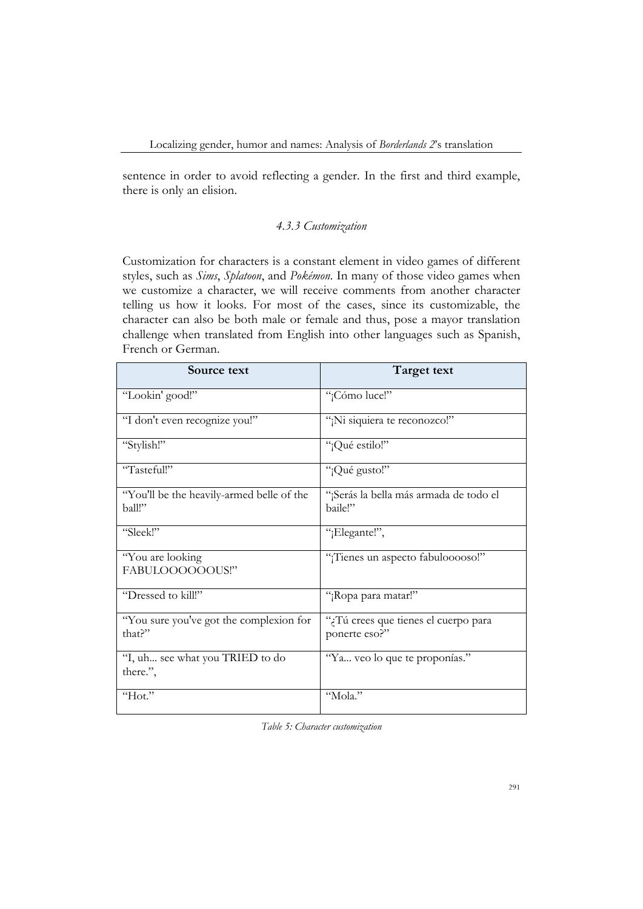sentence in order to avoid reflecting a gender. In the first and third example, there is only an elision.

### *4.3.3 Customization*

Customization for characters is a constant element in video games of different styles, such as *Sims*, *Splatoon*, and *Pokémon*. In many of those video games when we customize a character, we will receive comments from another character telling us how it looks. For most of the cases, since its customizable, the character can also be both male or female and thus, pose a mayor translation challenge when translated from English into other languages such as Spanish, French or German.

| Source text | Target text |
|---|---|
| "Lookin' good!" | "¡Cómo luce!" |
| "I don't even recognize you!" | "¡Ni siquiera te reconozco!" |
| "Stylish!" | "¡Qué estilo!" |
| "Tasteful!" | "¡Qué gusto!" |
| "You'll be the heavily-armed belle of the ball!" | "¡Serás la bella más armada de todo el baile!" |
| "Sleek!" | "¡Elegante!", |
| "You are looking FABULOOOOOOUS!" | "¡Tienes un aspecto fabulooooso!" |
| "Dressed to kill!" | "¡Ropa para matar!" |
| "You sure you've got the complexion for that?" | "¿Tú crees que tienes el cuerpo para ponerte eso?" |
| "I, uh... see what you TRIED to do there.", | "Ya... veo lo que te proponías." |
| "Hot." | "Mola." |

*Table 5: Character customization*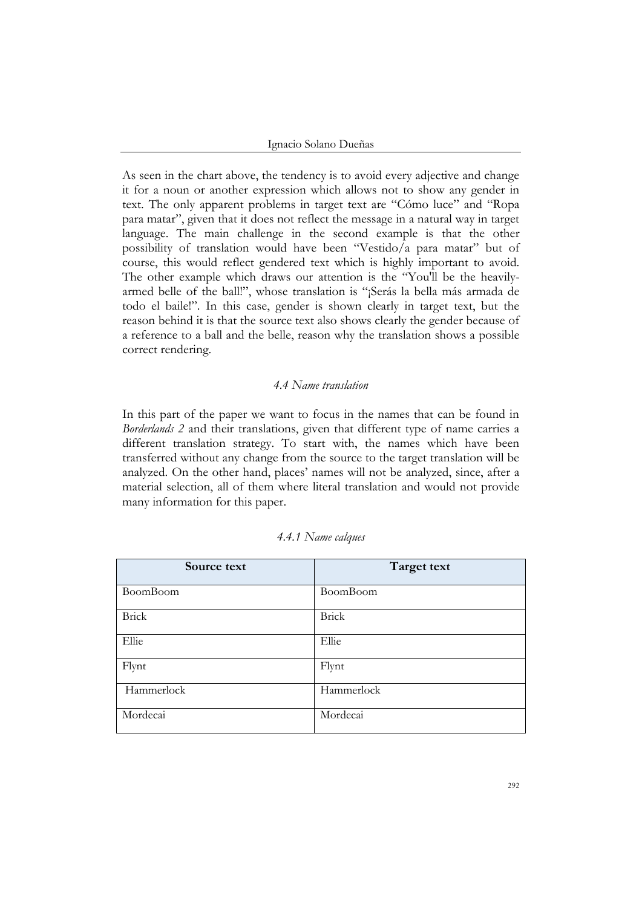As seen in the chart above, the tendency is to avoid every adjective and change it for a noun or another expression which allows not to show any gender in text. The only apparent problems in target text are "Cómo luce" and "Ropa para matar", given that it does not reflect the message in a natural way in target language. The main challenge in the second example is that the other possibility of translation would have been "Vestido/a para matar" but of course, this would reflect gendered text which is highly important to avoid. The other example which draws our attention is the "You'll be the heavily-armed belle of the ball!", whose translation is "¡Serás la bella más armada de todo el baile!". In this case, gender is shown clearly in target text, but the reason behind it is that the source text also shows clearly the gender because of a reference to a ball and the belle, reason why the translation shows a possible correct rendering.

### *4.4 Name translation*

In this part of the paper we want to focus in the names that can be found in *Borderlands 2* and their translations, given that different type of name carries a different translation strategy. To start with, the names which have been transferred without any change from the source to the target translation will be analyzed. On the other hand, places' names will not be analyzed, since, after a material selection, all of them where literal translation and would not provide many information for this paper.

#### *4.4.1 Name calques*

| Source text | Target text |
| --- | --- |
| BoomBoom | BoomBoom |
| Brick | Brick |
| Ellie | Ellie |
| Flynt | Flynt |
| Hammerlock | Hammerlock |
| Mordecai | Mordecai |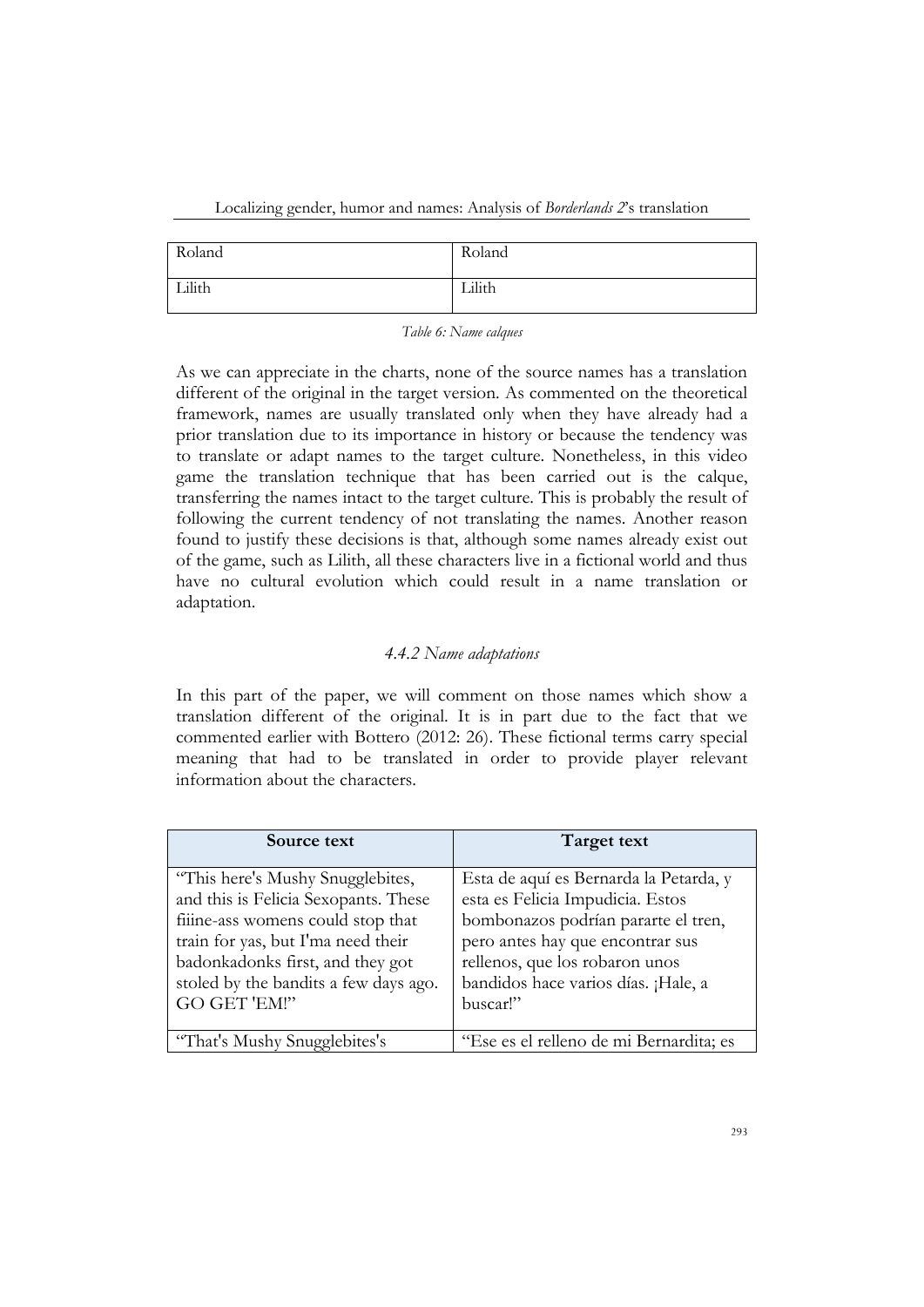| Roland | Roland |
|---|---|
| Lilith | Lilith |

*Table 6: Name calques*

As we can appreciate in the charts, none of the source names has a translation different of the original in the target version. As commented on the theoretical framework, names are usually translated only when they have already had a prior translation due to its importance in history or because the tendency was to translate or adapt names to the target culture. Nonetheless, in this video game the translation technique that has been carried out is the calque, transferring the names intact to the target culture. This is probably the result of following the current tendency of not translating the names. Another reason found to justify these decisions is that, although some names already exist out of the game, such as Lilith, all these characters live in a fictional world and thus have no cultural evolution which could result in a name translation or adaptation.

### *4.4.2 Name adaptations*

In this part of the paper, we will comment on those names which show a translation different of the original. It is in part due to the fact that we commented earlier with Bottero (2012: 26). These fictional terms carry special meaning that had to be translated in order to provide player relevant information about the characters.

| Source text | Target text |
|---|---|
| "This here's Mushy Snugglebites, and this is Felicia Sexopants. These fiiine-ass womens could stop that train for yas, but I'ma need their badonkadonks first, and they got stoled by the bandits a few days ago. GO GET 'EM!" | Esta de aquí es Bernarda la Petarda, y esta es Felicia Impudicia. Estos bombonazos podrían pararte el tren, pero antes hay que encontrar sus rellenos, que los robaron unos bandidos hace varios días. ¡Hale, a buscar!" |
| "That's Mushy Snugglebites's | "Ese es el relleno de mi Bernardita; es |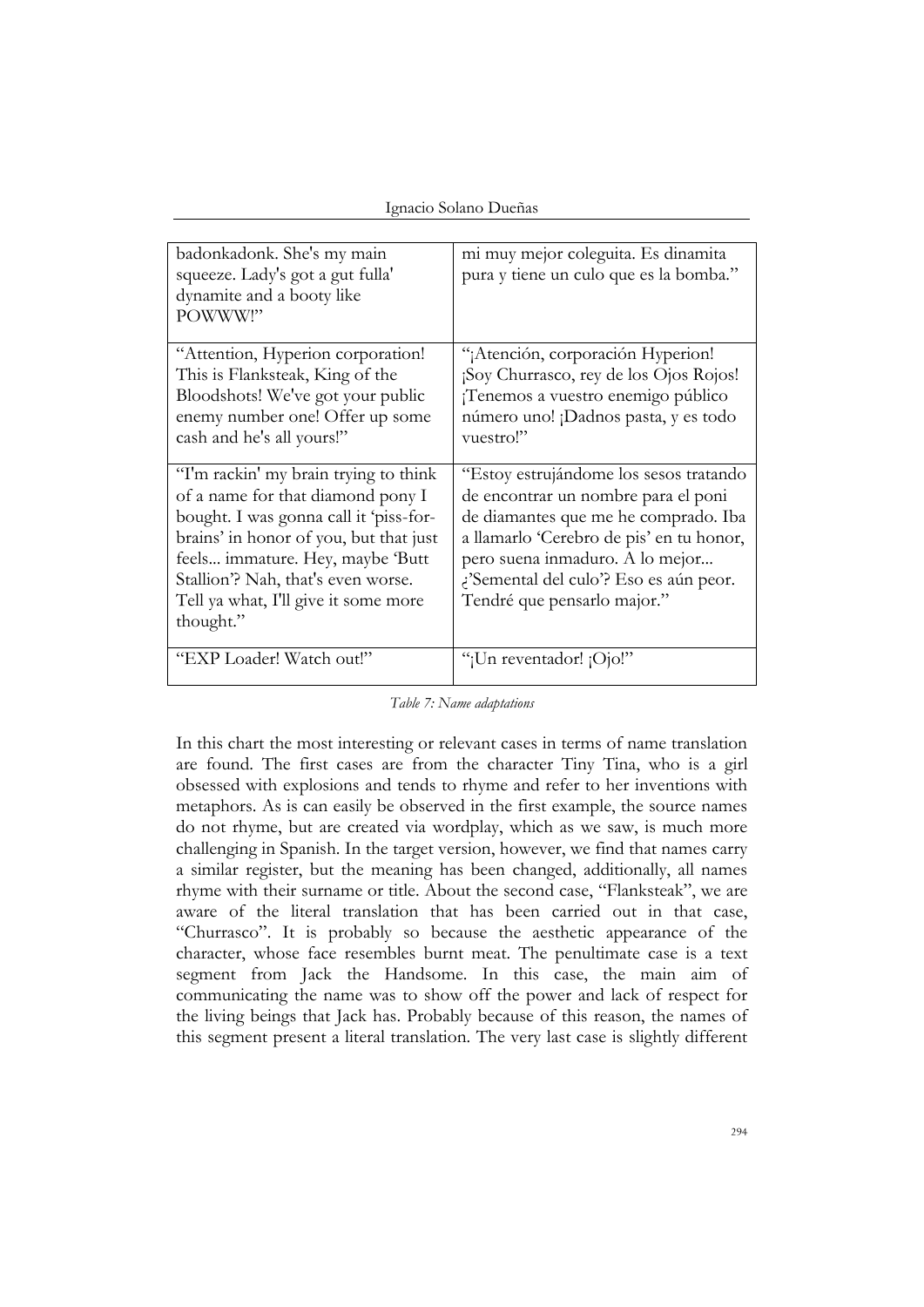| | |
|---|---|
| badonkadonk. She's my main squeeze. Lady's got a gut fulla' dynamite and a booty like POWWW!" | mi muy mejor coleguita. Es dinamita pura y tiene un culo que es la bomba." |
| "Attention, Hyperion corporation! This is Flanksteak, King of the Bloodshots! We've got your public enemy number one! Offer up some cash and he's all yours!" | "¡Atención, corporación Hyperion! ¡Soy Churrasco, rey de los Ojos Rojos! ¡Tenemos a vuestro enemigo público número uno! ¡Dadnos pasta, y es todo vuestro!" |
| "I'm rackin' my brain trying to think of a name for that diamond pony I bought. I was gonna call it 'piss-for-brains' in honor of you, but that just feels... immature. Hey, maybe 'Butt Stallion'? Nah, that's even worse. Tell ya what, I'll give it some more thought." | "Estoy estrujándome los sesos tratando de encontrar un nombre para el poni de diamantes que me he comprado. Iba a llamarlo 'Cerebro de pis' en tu honor, pero suena inmaduro. A lo mejor... ¿'Semental del culo'? Eso es aún peor. Tendré que pensarlo major." |
| "EXP Loader! Watch out!" | "¡Un reventador! ¡Ojo!" |

*Table 7: Name adaptations*

In this chart the most interesting or relevant cases in terms of name translation are found. The first cases are from the character Tiny Tina, who is a girl obsessed with explosions and tends to rhyme and refer to her inventions with metaphors. As is can easily be observed in the first example, the source names do not rhyme, but are created via wordplay, which as we saw, is much more challenging in Spanish. In the target version, however, we find that names carry a similar register, but the meaning has been changed, additionally, all names rhyme with their surname or title. About the second case, "Flanksteak", we are aware of the literal translation that has been carried out in that case, "Churrasco". It is probably so because the aesthetic appearance of the character, whose face resembles burnt meat. The penultimate case is a text segment from Jack the Handsome. In this case, the main aim of communicating the name was to show off the power and lack of respect for the living beings that Jack has. Probably because of this reason, the names of this segment present a literal translation. The very last case is slightly different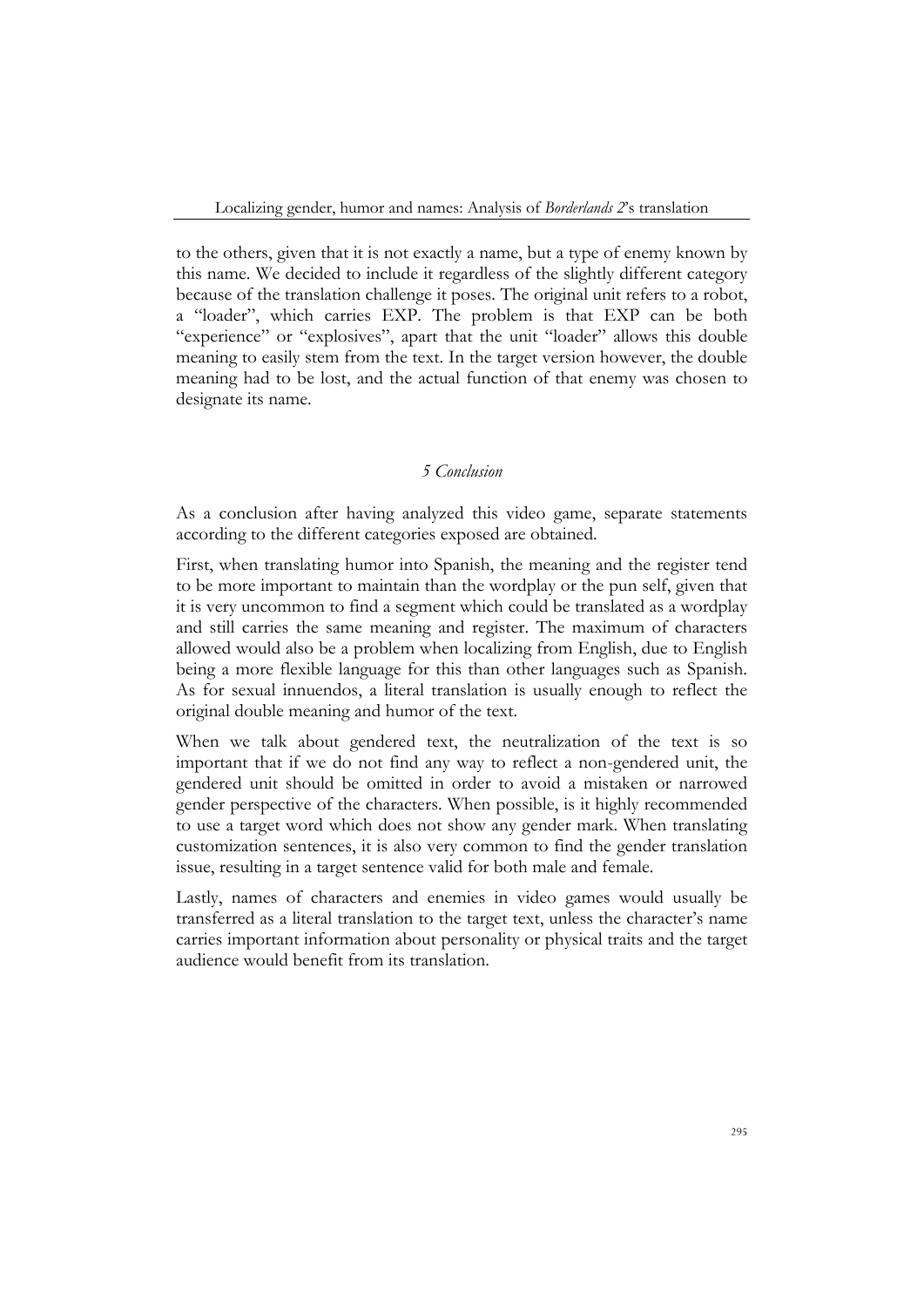to the others, given that it is not exactly a name, but a type of enemy known by this name. We decided to include it regardless of the slightly different category because of the translation challenge it poses. The original unit refers to a robot, a "loader", which carries EXP. The problem is that EXP can be both "experience" or "explosives", apart that the unit "loader" allows this double meaning to easily stem from the text. In the target version however, the double meaning had to be lost, and the actual function of that enemy was chosen to designate its name.

## *5 Conclusion*

As a conclusion after having analyzed this video game, separate statements according to the different categories exposed are obtained.

First, when translating humor into Spanish, the meaning and the register tend to be more important to maintain than the wordplay or the pun self, given that it is very uncommon to find a segment which could be translated as a wordplay and still carries the same meaning and register. The maximum of characters allowed would also be a problem when localizing from English, due to English being a more flexible language for this than other languages such as Spanish. As for sexual innuendos, a literal translation is usually enough to reflect the original double meaning and humor of the text.

When we talk about gendered text, the neutralization of the text is so important that if we do not find any way to reflect a non-gendered unit, the gendered unit should be omitted in order to avoid a mistaken or narrowed gender perspective of the characters. When possible, is it highly recommended to use a target word which does not show any gender mark. When translating customization sentences, it is also very common to find the gender translation issue, resulting in a target sentence valid for both male and female.

Lastly, names of characters and enemies in video games would usually be transferred as a literal translation to the target text, unless the character's name carries important information about personality or physical traits and the target audience would benefit from its translation.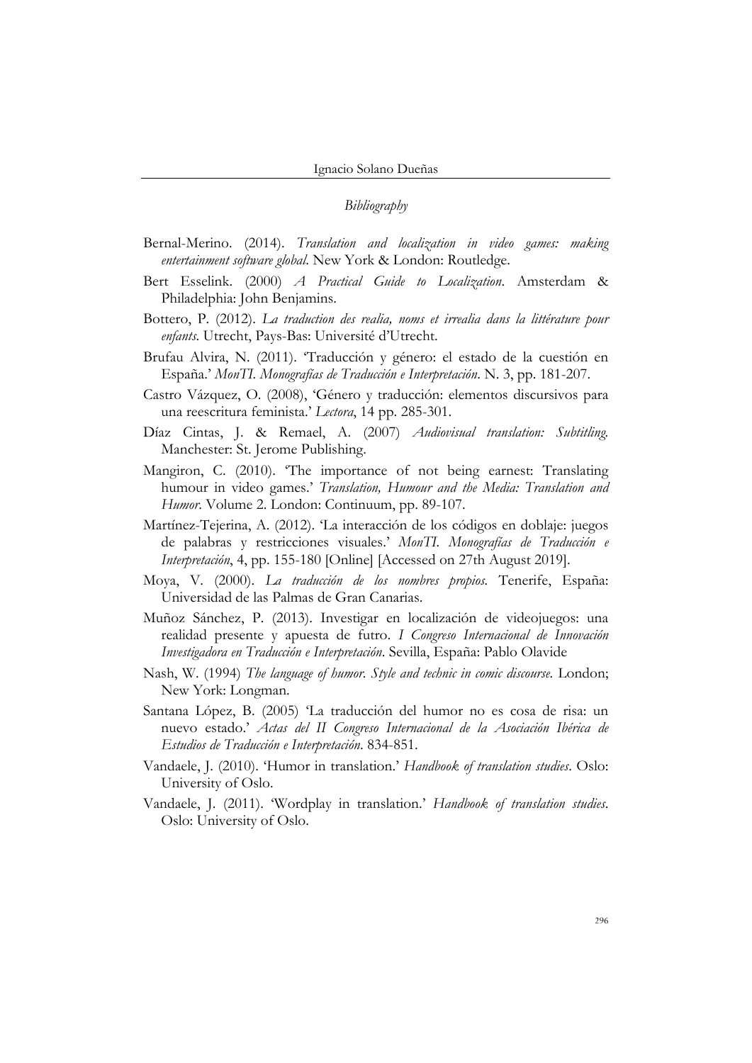*Bibliography*

Bernal-Merino. (2014). *Translation and localization in video games: making entertainment software global*. New York & London: Routledge.

Bert Esselink. (2000) *A Practical Guide to Localization*. Amsterdam & Philadelphia: John Benjamins.

Bottero, P. (2012). *La traduction des realia, noms et irrealia dans la littérature pour enfants*. Utrecht, Pays-Bas: Université d'Utrecht.

Brufau Alvira, N. (2011). 'Traducción y género: el estado de la cuestión en España.' *MonTI. Monografías de Traducción e Interpretación*. N. 3, pp. 181-207.

Castro Vázquez, O. (2008), 'Género y traducción: elementos discursivos para una reescritura feminista.' *Lectora*, 14 pp. 285-301.

Díaz Cintas, J. & Remael, A. (2007) *Audiovisual translation: Subtitling.* Manchester: St. Jerome Publishing.

Mangiron, C. (2010). 'The importance of not being earnest: Translating humour in video games.' *Translation, Humour and the Media: Translation and Humor*. Volume 2. London: Continuum, pp. 89-107.

Martínez-Tejerina, A. (2012). 'La interacción de los códigos en doblaje: juegos de palabras y restricciones visuales.' *MonTI. Monografías de Traducción e Interpretación*, 4, pp. 155-180 [Online] [Accessed on 27th August 2019].

Moya, V. (2000). *La traducción de los nombres propios.* Tenerife, España: Universidad de las Palmas de Gran Canarias.

Muñoz Sánchez, P. (2013). Investigar en localización de videojuegos: una realidad presente y apuesta de futro. *I Congreso Internacional de Innovación Investigadora en Traducción e Interpretación*. Sevilla, España: Pablo Olavide

Nash, W. (1994) *The language of humor. Style and technic in comic discourse.* London; New York: Longman.

Santana López, B. (2005) 'La traducción del humor no es cosa de risa: un nuevo estado.' *Actas del II Congreso Internacional de la Asociación Ibérica de Estudios de Traducción e Interpretación*. 834-851.

Vandaele, J. (2010). 'Humor in translation.' *Handbook of translation studies*. Oslo: University of Oslo.

Vandaele, J. (2011). 'Wordplay in translation.' *Handbook of translation studies*. Oslo: University of Oslo.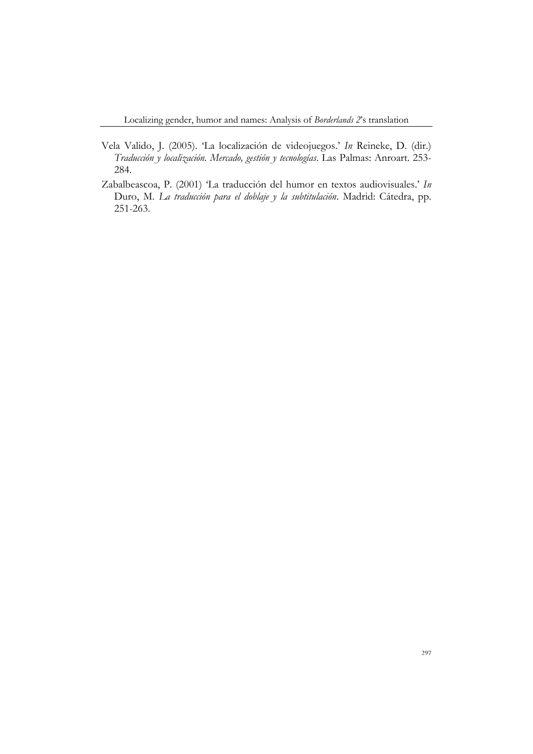Vela Valido, J. (2005). 'La localización de videojuegos.' *In* Reineke, D. (dir.) *Traducción y localización. Mercado, gestión y tecnologías*. Las Palmas: Anroart. 253-284.

Zabalbeascoa, P. (2001) 'La traducción del humor en textos audiovisuales.' *In* Duro, M. *La traducción para el doblaje y la subtitulación*. Madrid: Cátedra, pp. 251-263.